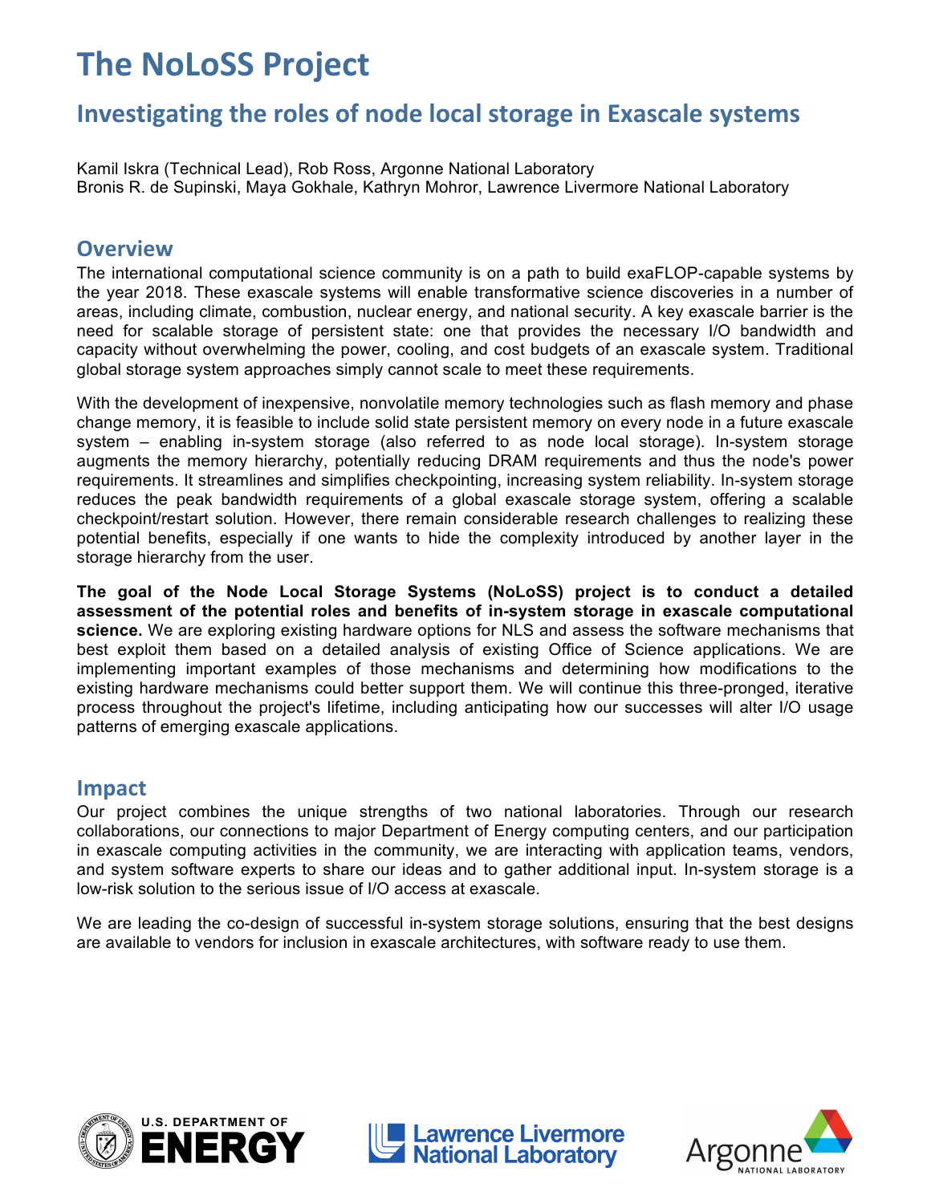# The NoLoSS Project

## Investigating the roles of node local storage in Exascale systems

Kamil Iskra (Technical Lead), Rob Ross, Argonne National Laboratory
Bronis R. de Supinski, Maya Gokhale, Kathryn Mohror, Lawrence Livermore National Laboratory

### Overview

The international computational science community is on a path to build exaFLOP-capable systems by the year 2018. These exascale systems will enable transformative science discoveries in a number of areas, including climate, combustion, nuclear energy, and national security. A key exascale barrier is the need for scalable storage of persistent state: one that provides the necessary I/O bandwidth and capacity without overwhelming the power, cooling, and cost budgets of an exascale system. Traditional global storage system approaches simply cannot scale to meet these requirements.

With the development of inexpensive, nonvolatile memory technologies such as flash memory and phase change memory, it is feasible to include solid state persistent memory on every node in a future exascale system – enabling in-system storage (also referred to as node local storage). In-system storage augments the memory hierarchy, potentially reducing DRAM requirements and thus the node's power requirements. It streamlines and simplifies checkpointing, increasing system reliability. In-system storage reduces the peak bandwidth requirements of a global exascale storage system, offering a scalable checkpoint/restart solution. However, there remain considerable research challenges to realizing these potential benefits, especially if one wants to hide the complexity introduced by another layer in the storage hierarchy from the user.

**The goal of the Node Local Storage Systems (NoLoSS) project is to conduct a detailed assessment of the potential roles and benefits of in-system storage in exascale computational science.** We are exploring existing hardware options for NLS and assess the software mechanisms that best exploit them based on a detailed analysis of existing Office of Science applications. We are implementing important examples of those mechanisms and determining how modifications to the existing hardware mechanisms could better support them. We will continue this three-pronged, iterative process throughout the project's lifetime, including anticipating how our successes will alter I/O usage patterns of emerging exascale applications.

### Impact

Our project combines the unique strengths of two national laboratories. Through our research collaborations, our connections to major Department of Energy computing centers, and our participation in exascale computing activities in the community, we are interacting with application teams, vendors, and system software experts to share our ideas and to gather additional input. In-system storage is a low-risk solution to the serious issue of I/O access at exascale.

We are leading the co-design of successful in-system storage solutions, ensuring that the best designs are available to vendors for inclusion in exascale architectures, with software ready to use them.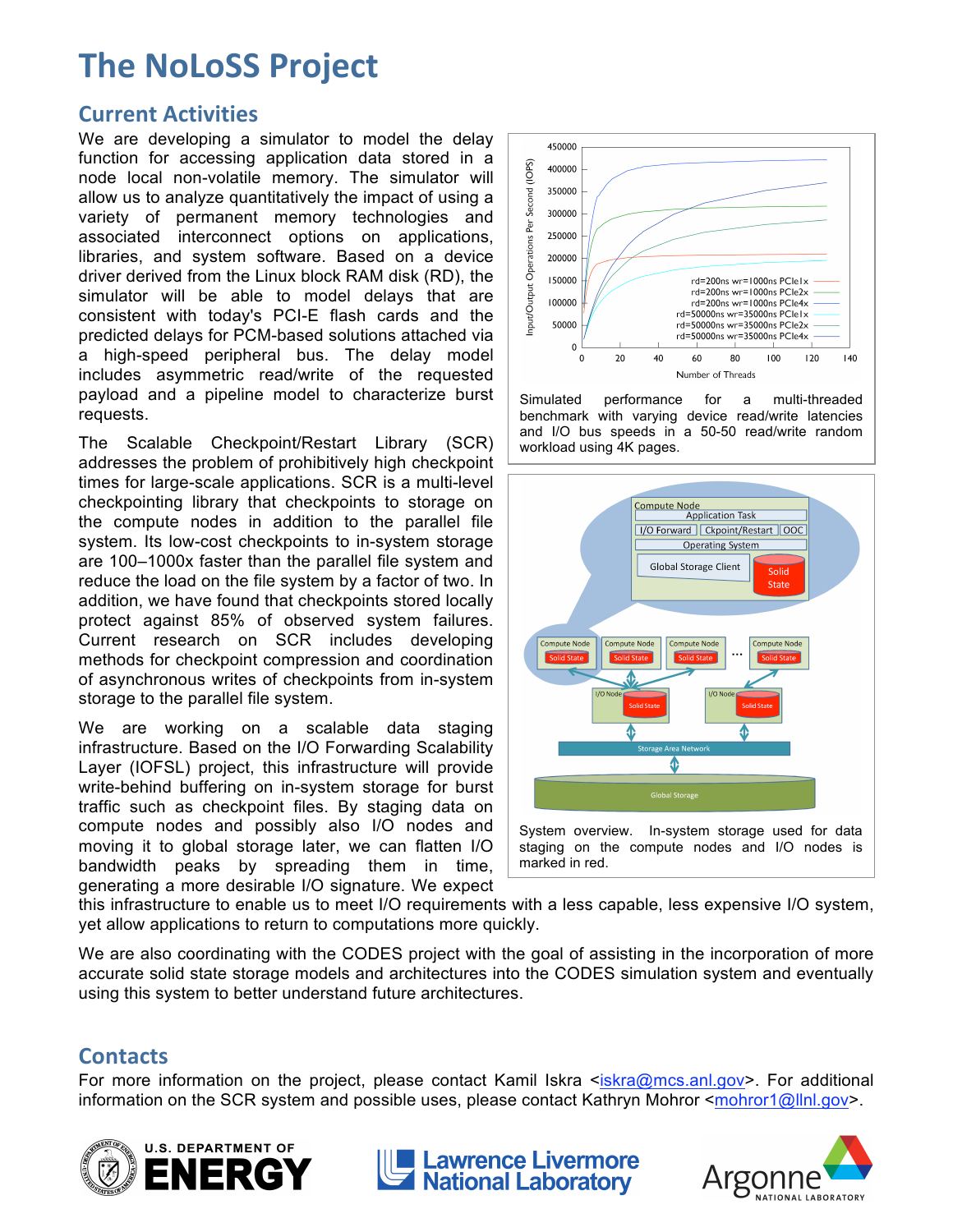# The NoLoSS Project

## Current Activities

We are developing a simulator to model the delay function for accessing application data stored in a node local non-volatile memory. The simulator will allow us to analyze quantitatively the impact of using a variety of permanent memory technologies and associated interconnect options on applications, libraries, and system software. Based on a device driver derived from the Linux block RAM disk (RD), the simulator will be able to model delays that are consistent with today's PCI-E flash cards and the predicted delays for PCM-based solutions attached via a high-speed peripheral bus. The delay model includes asymmetric read/write of the requested payload and a pipeline model to characterize burst requests.

Input/Output Operations Per Second (IOPS)
450000
400000
350000
300000
250000
200000
150000
100000
50000
0
0 20 40 60 80 100 120 140
Number of Threads
rd=200ns wr=1000ns PCIe1x
rd=200ns wr=1000ns PCIe2x
rd=200ns wr=1000ns PCIe4x
rd=50000ns wr=35000ns PCIe1x
rd=50000ns wr=35000ns PCIe2x
rd=50000ns wr=35000ns PCIe4x

Simulated performance for a multi-threaded benchmark with varying device read/write latencies and I/O bus speeds in a 50-50 read/write random workload using 4K pages.

The Scalable Checkpoint/Restart Library (SCR) addresses the problem of prohibitively high checkpoint times for large-scale applications. SCR is a multi-level checkpointing library that checkpoints to storage on the compute nodes in addition to the parallel file system. Its low-cost checkpoints to in-system storage are 100–1000x faster than the parallel file system and reduce the load on the file system by a factor of two. In addition, we have found that checkpoints stored locally protect against 85% of observed system failures. Current research on SCR includes developing methods for checkpoint compression and coordination of asynchronous writes of checkpoints from in-system storage to the parallel file system.

Compute Node
Application Task
I/O Forward | Ckpoint/Restart | OOC
Operating System
Global Storage Client
Solid State
Compute Node
Solid State
Compute Node
Solid State
Compute Node
Solid State
...
Compute Node
Solid State
I/O Node
Solid State
I/O Node
Solid State
Storage Area Network
Global Storage

System overview. In-system storage used for data staging on the compute nodes and I/O nodes is marked in red.

We are working on a scalable data staging infrastructure. Based on the I/O Forwarding Scalability Layer (IOFSL) project, this infrastructure will provide write-behind buffering on in-system storage for burst traffic such as checkpoint files. By staging data on compute nodes and possibly also I/O nodes and moving it to global storage later, we can flatten I/O bandwidth peaks by spreading them in time, generating a more desirable I/O signature. We expect this infrastructure to enable us to meet I/O requirements with a less capable, less expensive I/O system, yet allow applications to return to computations more quickly.

We are also coordinating with the CODES project with the goal of assisting in the incorporation of more accurate solid state storage models and architectures into the CODES simulation system and eventually using this system to better understand future architectures.

## Contacts

For more information on the project, please contact Kamil Iskra <iskra@mcs.anl.gov>. For additional information on the SCR system and possible uses, please contact Kathryn Mohror <mohror1@llnl.gov>.

U.S. DEPARTMENT OF ENERGY

Lawrence Livermore National Laboratory

Argonne NATIONAL LABORATORY